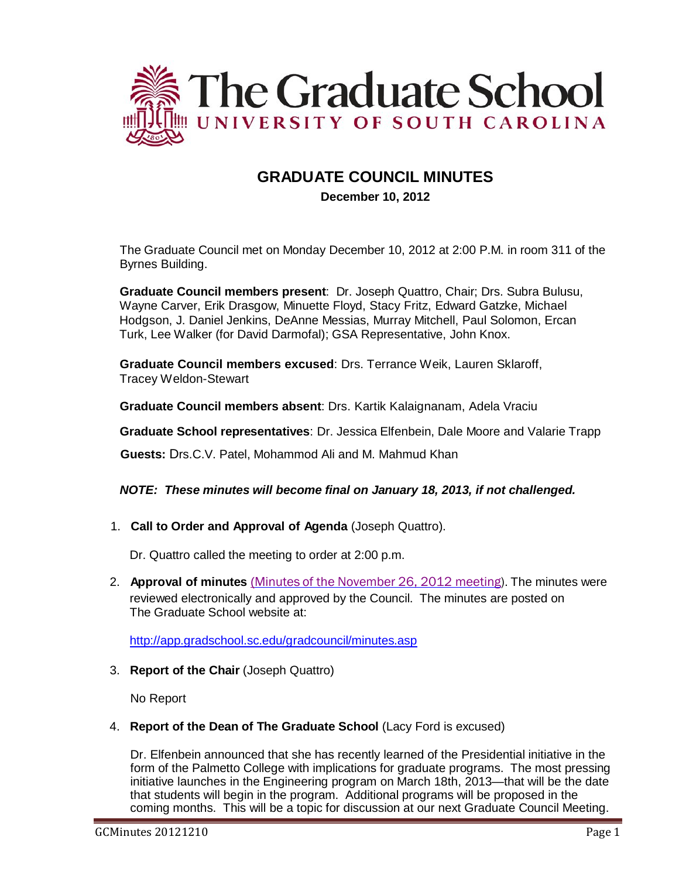# GRADUATE COUNCIL MINUTES

**December 10, 2012**

The Graduate Council met on Monday December 10, 2012 at 2:00 P.M. in room 311 of the Byrnes Building.

**Graduate Council members present**: Dr. Joseph Quattro, Chair; Drs. Subra Bulusu, Wayne Carver, Erik Drasgow, Minuette Floyd, Stacy Fritz, Edward Gatzke, Michael Hodgson, J. Daniel Jenkins, DeAnne Messias, Murray Mitchell, Paul Solomon, Ercan Turk, Lee Walker (for David Darmofal); GSA Representative, John Knox.

**Graduate Council members excused**: Drs. Terrance Weik, Lauren Sklaroff, Tracey Weldon-Stewart

**Graduate Council members absent**: Drs. Kartik Kalaignanam, Adela Vraciu

**Graduate School representatives**: Dr. Jessica Elfenbein, Dale Moore and Valarie Trapp

**Guests:** Drs.C.V. Patel, Mohammod Ali and M. Mahmud Khan

***NOTE: These minutes will become final on January 18, 2013, if not challenged.***

1. **Call to Order and Approval of Agenda** (Joseph Quattro).

   Dr. Quattro called the meeting to order at 2:00 p.m.

2. **Approval of minutes** (Minutes of the November 26, 2012 meeting). The minutes were reviewed electronically and approved by the Council. The minutes are posted on The Graduate School website at:

   http://app.gradschool.sc.edu/gradcouncil/minutes.asp

3. **Report of the Chair** (Joseph Quattro)

   No Report

4. **Report of the Dean of The Graduate School** (Lacy Ford is excused)

   Dr. Elfenbein announced that she has recently learned of the Presidential initiative in the form of the Palmetto College with implications for graduate programs. The most pressing initiative launches in the Engineering program on March 18th, 2013—that will be the date that students will begin in the program. Additional programs will be proposed in the coming months. This will be a topic for discussion at our next Graduate Council Meeting.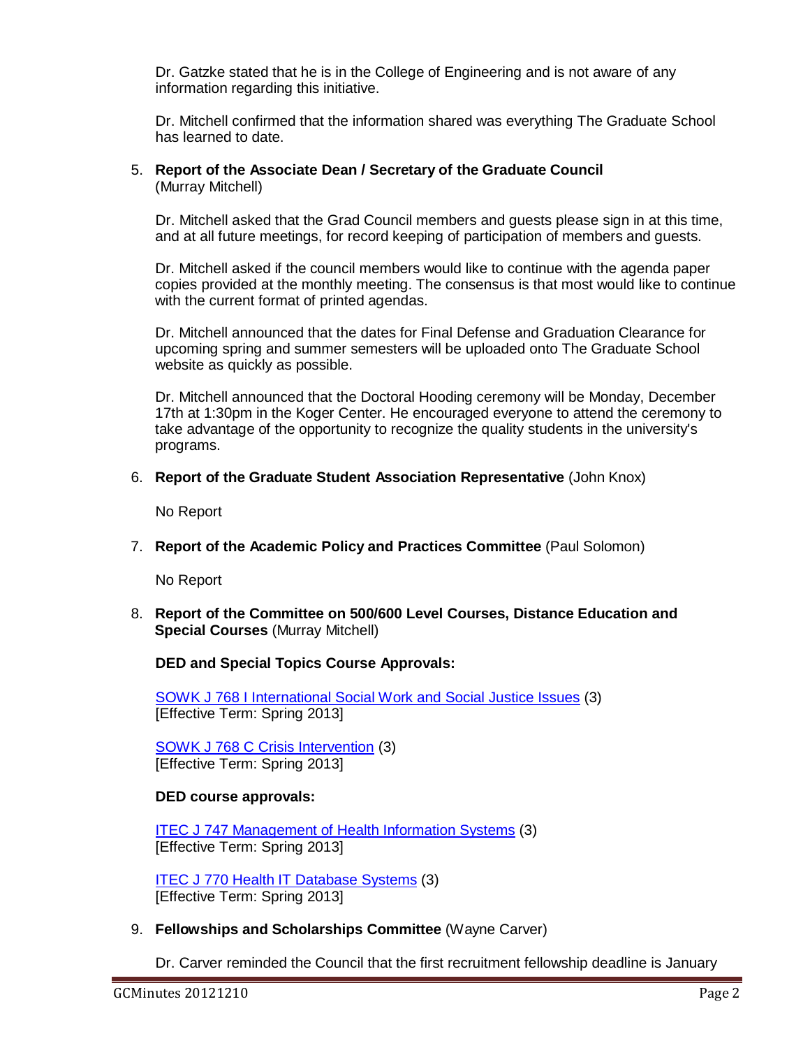Dr. Gatzke stated that he is in the College of Engineering and is not aware of any information regarding this initiative.

Dr. Mitchell confirmed that the information shared was everything The Graduate School has learned to date.

5. **Report of the Associate Dean / Secretary of the Graduate Council** (Murray Mitchell)

   Dr. Mitchell asked that the Grad Council members and guests please sign in at this time, and at all future meetings, for record keeping of participation of members and guests.

   Dr. Mitchell asked if the council members would like to continue with the agenda paper copies provided at the monthly meeting. The consensus is that most would like to continue with the current format of printed agendas.

   Dr. Mitchell announced that the dates for Final Defense and Graduation Clearance for upcoming spring and summer semesters will be uploaded onto The Graduate School website as quickly as possible.

   Dr. Mitchell announced that the Doctoral Hooding ceremony will be Monday, December 17th at 1:30pm in the Koger Center. He encouraged everyone to attend the ceremony to take advantage of the opportunity to recognize the quality students in the university's programs.

6. **Report of the Graduate Student Association Representative** (John Knox)

   No Report

7. **Report of the Academic Policy and Practices Committee** (Paul Solomon)

   No Report

8. **Report of the Committee on 500/600 Level Courses, Distance Education and Special Courses** (Murray Mitchell)

   **DED and Special Topics Course Approvals:**

   SOWK J 768 I International Social Work and Social Justice Issues (3)
   [Effective Term: Spring 2013]

   SOWK J 768 C Crisis Intervention (3)
   [Effective Term: Spring 2013]

   **DED course approvals:**

   ITEC J 747 Management of Health Information Systems (3)
   [Effective Term: Spring 2013]

   ITEC J 770 Health IT Database Systems (3)
   [Effective Term: Spring 2013]

9. **Fellowships and Scholarships Committee** (Wayne Carver)

   Dr. Carver reminded the Council that the first recruitment fellowship deadline is January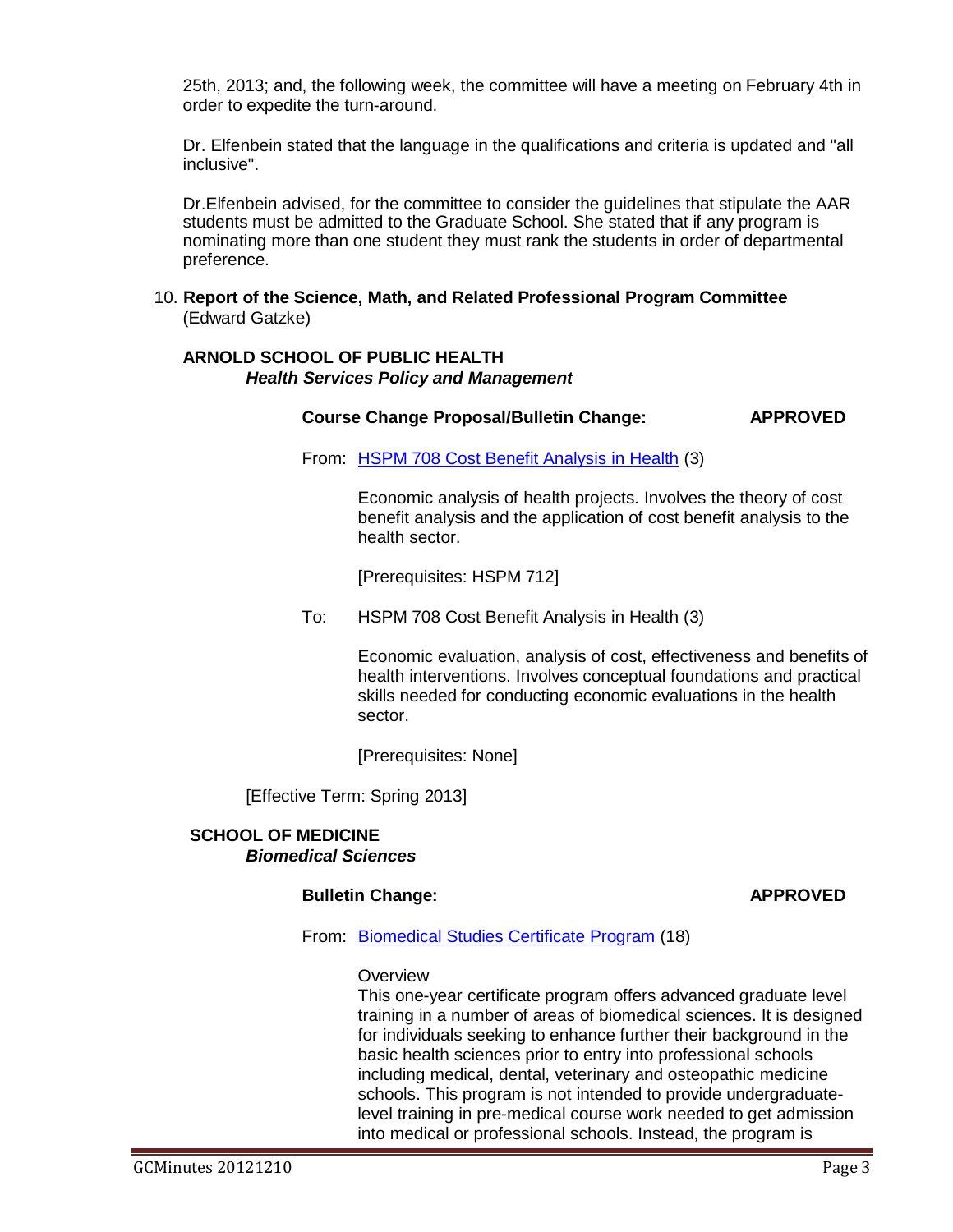25th, 2013; and, the following week, the committee will have a meeting on February 4th in order to expedite the turn-around.

Dr. Elfenbein stated that the language in the qualifications and criteria is updated and "all inclusive".

Dr.Elfenbein advised, for the committee to consider the guidelines that stipulate the AAR students must be admitted to the Graduate School. She stated that if any program is nominating more than one student they must rank the students in order of departmental preference.

10. **Report of the Science, Math, and Related Professional Program Committee** (Edward Gatzke)

**ARNOLD SCHOOL OF PUBLIC HEALTH**
***Health Services Policy and Management***

**Course Change Proposal/Bulletin Change:** **APPROVED**

From: HSPM 708 Cost Benefit Analysis in Health (3)

Economic analysis of health projects. Involves the theory of cost benefit analysis and the application of cost benefit analysis to the health sector.

[Prerequisites: HSPM 712]

To: HSPM 708 Cost Benefit Analysis in Health (3)

Economic evaluation, analysis of cost, effectiveness and benefits of health interventions. Involves conceptual foundations and practical skills needed for conducting economic evaluations in the health sector.

[Prerequisites: None]

[Effective Term: Spring 2013]

**SCHOOL OF MEDICINE**
***Biomedical Sciences***

**Bulletin Change:** **APPROVED**

From: Biomedical Studies Certificate Program (18)

Overview
This one-year certificate program offers advanced graduate level training in a number of areas of biomedical sciences. It is designed for individuals seeking to enhance further their background in the basic health sciences prior to entry into professional schools including medical, dental, veterinary and osteopathic medicine schools. This program is not intended to provide undergraduate-level training in pre-medical course work needed to get admission into medical or professional schools. Instead, the program is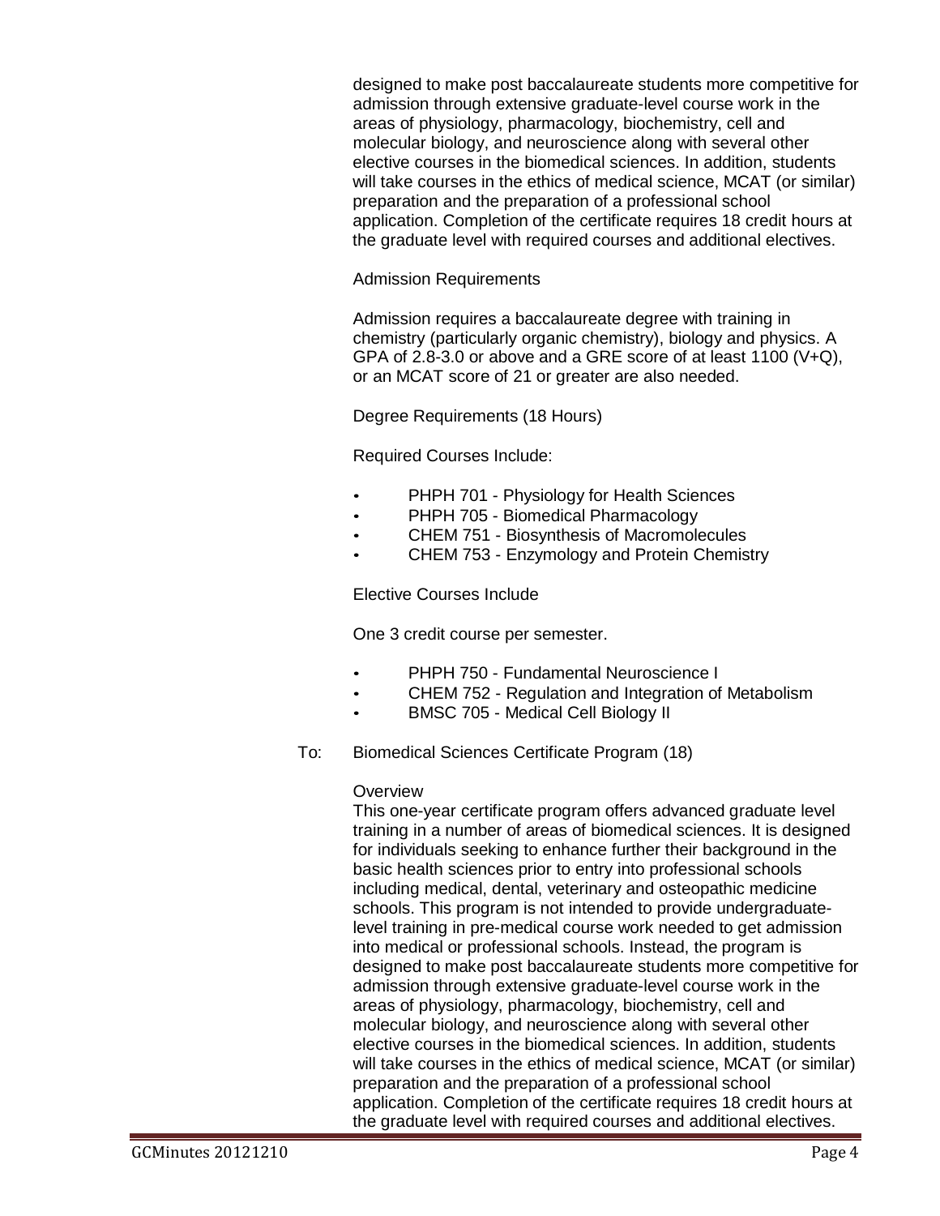designed to make post baccalaureate students more competitive for admission through extensive graduate-level course work in the areas of physiology, pharmacology, biochemistry, cell and molecular biology, and neuroscience along with several other elective courses in the biomedical sciences. In addition, students will take courses in the ethics of medical science, MCAT (or similar) preparation and the preparation of a professional school application. Completion of the certificate requires 18 credit hours at the graduate level with required courses and additional electives.

Admission Requirements

Admission requires a baccalaureate degree with training in chemistry (particularly organic chemistry), biology and physics. A GPA of 2.8-3.0 or above and a GRE score of at least 1100 (V+Q), or an MCAT score of 21 or greater are also needed.

Degree Requirements (18 Hours)

Required Courses Include:

- PHPH 701 - Physiology for Health Sciences
- PHPH 705 - Biomedical Pharmacology
- CHEM 751 - Biosynthesis of Macromolecules
- CHEM 753 - Enzymology and Protein Chemistry

Elective Courses Include

One 3 credit course per semester.

- PHPH 750 - Fundamental Neuroscience I
- CHEM 752 - Regulation and Integration of Metabolism
- BMSC 705 - Medical Cell Biology II

To: Biomedical Sciences Certificate Program (18)

Overview

This one-year certificate program offers advanced graduate level training in a number of areas of biomedical sciences. It is designed for individuals seeking to enhance further their background in the basic health sciences prior to entry into professional schools including medical, dental, veterinary and osteopathic medicine schools. This program is not intended to provide undergraduate-level training in pre-medical course work needed to get admission into medical or professional schools. Instead, the program is designed to make post baccalaureate students more competitive for admission through extensive graduate-level course work in the areas of physiology, pharmacology, biochemistry, cell and molecular biology, and neuroscience along with several other elective courses in the biomedical sciences. In addition, students will take courses in the ethics of medical science, MCAT (or similar) preparation and the preparation of a professional school application. Completion of the certificate requires 18 credit hours at the graduate level with required courses and additional electives.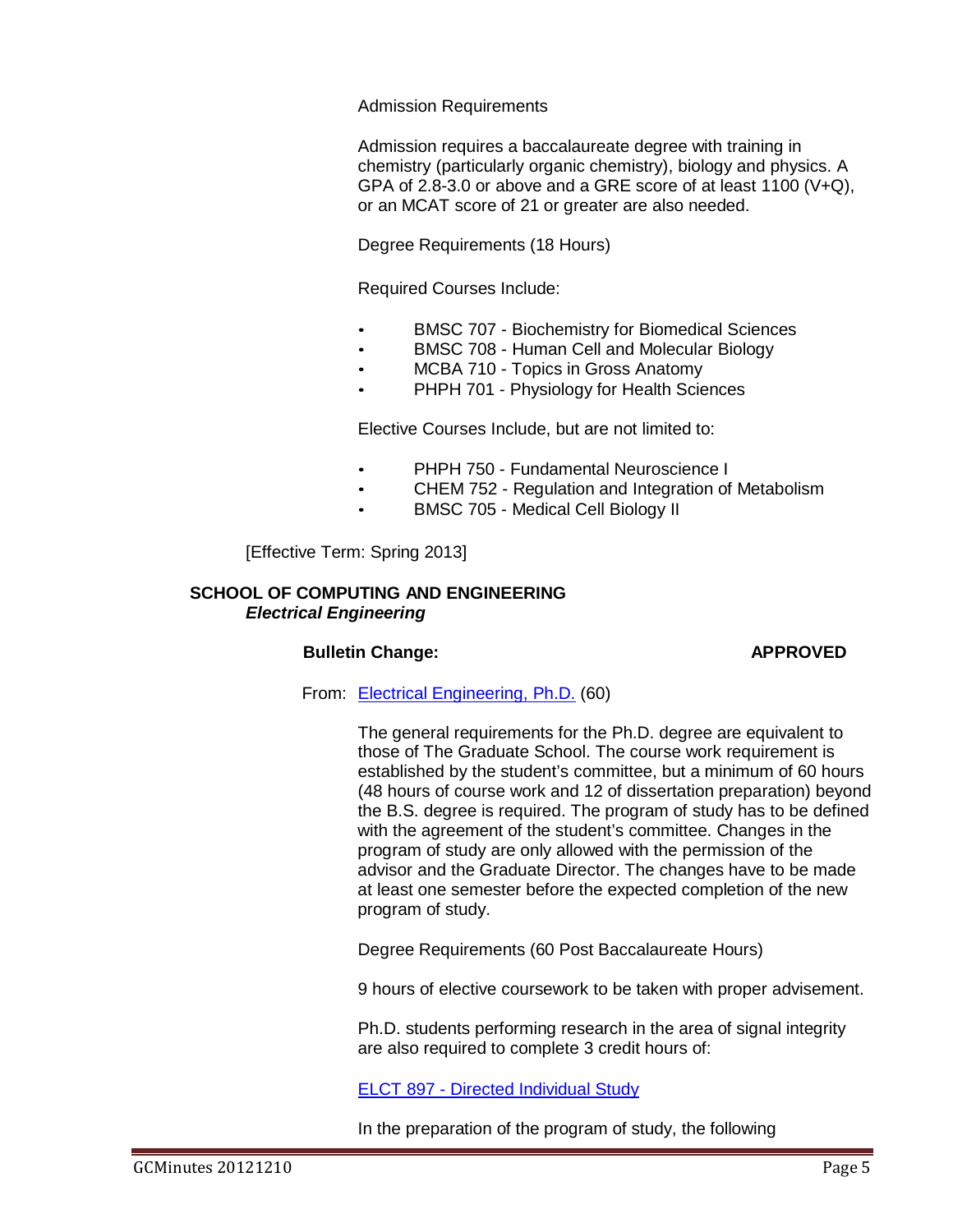Admission Requirements

Admission requires a baccalaureate degree with training in chemistry (particularly organic chemistry), biology and physics. A GPA of 2.8-3.0 or above and a GRE score of at least 1100 (V+Q), or an MCAT score of 21 or greater are also needed.

Degree Requirements (18 Hours)

Required Courses Include:

- BMSC 707 - Biochemistry for Biomedical Sciences
- BMSC 708 - Human Cell and Molecular Biology
- MCBA 710 - Topics in Gross Anatomy
- PHPH 701 - Physiology for Health Sciences

Elective Courses Include, but are not limited to:

- PHPH 750 - Fundamental Neuroscience I
- CHEM 752 - Regulation and Integration of Metabolism
- BMSC 705 - Medical Cell Biology II

[Effective Term: Spring 2013]

## SCHOOL OF COMPUTING AND ENGINEERING

### *Electrical Engineering*

**Bulletin Change:** **APPROVED**

From: Electrical Engineering, Ph.D. (60)

The general requirements for the Ph.D. degree are equivalent to those of The Graduate School. The course work requirement is established by the student's committee, but a minimum of 60 hours (48 hours of course work and 12 of dissertation preparation) beyond the B.S. degree is required. The program of study has to be defined with the agreement of the student's committee. Changes in the program of study are only allowed with the permission of the advisor and the Graduate Director. The changes have to be made at least one semester before the expected completion of the new program of study.

Degree Requirements (60 Post Baccalaureate Hours)

9 hours of elective coursework to be taken with proper advisement.

Ph.D. students performing research in the area of signal integrity are also required to complete 3 credit hours of:

ELCT 897 - Directed Individual Study

In the preparation of the program of study, the following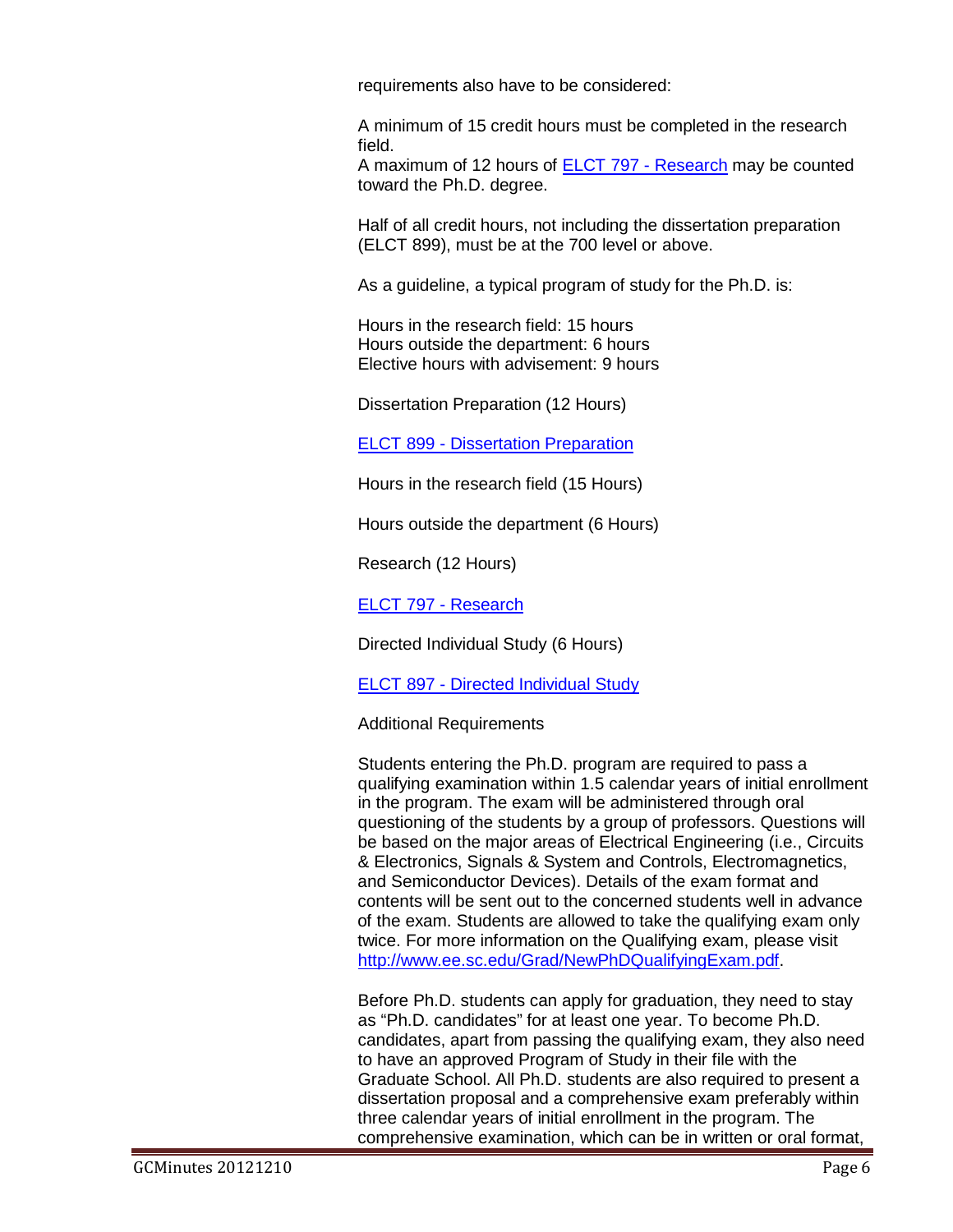requirements also have to be considered:

A minimum of 15 credit hours must be completed in the research field.
A maximum of 12 hours of [ELCT 797 - Research](#) may be counted toward the Ph.D. degree.

Half of all credit hours, not including the dissertation preparation (ELCT 899), must be at the 700 level or above.

As a guideline, a typical program of study for the Ph.D. is:

Hours in the research field: 15 hours
Hours outside the department: 6 hours
Elective hours with advisement: 9 hours

Dissertation Preparation (12 Hours)

[ELCT 899 - Dissertation Preparation](#)

Hours in the research field (15 Hours)

Hours outside the department (6 Hours)

Research (12 Hours)

[ELCT 797 - Research](#)

Directed Individual Study (6 Hours)

[ELCT 897 - Directed Individual Study](#)

Additional Requirements

Students entering the Ph.D. program are required to pass a qualifying examination within 1.5 calendar years of initial enrollment in the program. The exam will be administered through oral questioning of the students by a group of professors. Questions will be based on the major areas of Electrical Engineering (i.e., Circuits & Electronics, Signals & System and Controls, Electromagnetics, and Semiconductor Devices). Details of the exam format and contents will be sent out to the concerned students well in advance of the exam. Students are allowed to take the qualifying exam only twice. For more information on the Qualifying exam, please visit [http://www.ee.sc.edu/Grad/NewPhDQualifyingExam.pdf](http://www.ee.sc.edu/Grad/NewPhDQualifyingExam.pdf).

Before Ph.D. students can apply for graduation, they need to stay as "Ph.D. candidates" for at least one year. To become Ph.D. candidates, apart from passing the qualifying exam, they also need to have an approved Program of Study in their file with the Graduate School. All Ph.D. students are also required to present a dissertation proposal and a comprehensive exam preferably within three calendar years of initial enrollment in the program. The comprehensive examination, which can be in written or oral format,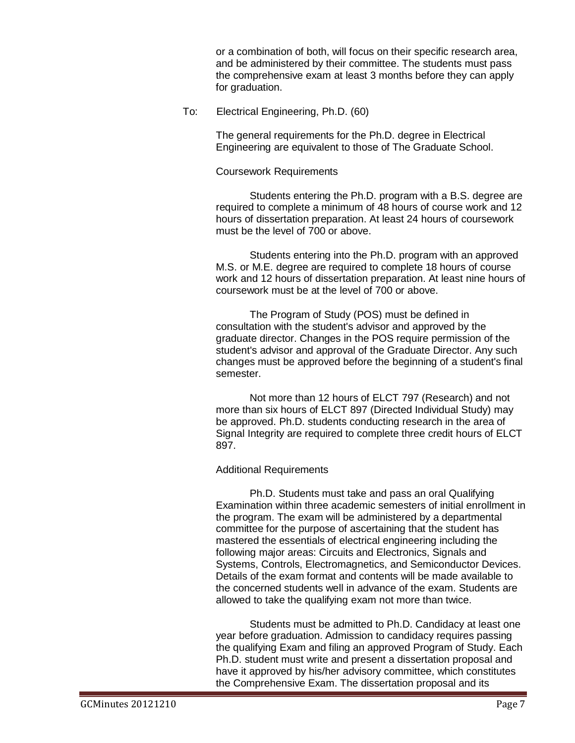or a combination of both, will focus on their specific research area, and be administered by their committee. The students must pass the comprehensive exam at least 3 months before they can apply for graduation.

To: Electrical Engineering, Ph.D. (60)

The general requirements for the Ph.D. degree in Electrical Engineering are equivalent to those of The Graduate School.

Coursework Requirements

Students entering the Ph.D. program with a B.S. degree are required to complete a minimum of 48 hours of course work and 12 hours of dissertation preparation. At least 24 hours of coursework must be the level of 700 or above.

Students entering into the Ph.D. program with an approved M.S. or M.E. degree are required to complete 18 hours of course work and 12 hours of dissertation preparation. At least nine hours of coursework must be at the level of 700 or above.

The Program of Study (POS) must be defined in consultation with the student's advisor and approved by the graduate director. Changes in the POS require permission of the student's advisor and approval of the Graduate Director. Any such changes must be approved before the beginning of a student's final semester.

Not more than 12 hours of ELCT 797 (Research) and not more than six hours of ELCT 897 (Directed Individual Study) may be approved. Ph.D. students conducting research in the area of Signal Integrity are required to complete three credit hours of ELCT 897.

Additional Requirements

Ph.D. Students must take and pass an oral Qualifying Examination within three academic semesters of initial enrollment in the program. The exam will be administered by a departmental committee for the purpose of ascertaining that the student has mastered the essentials of electrical engineering including the following major areas: Circuits and Electronics, Signals and Systems, Controls, Electromagnetics, and Semiconductor Devices. Details of the exam format and contents will be made available to the concerned students well in advance of the exam. Students are allowed to take the qualifying exam not more than twice.

Students must be admitted to Ph.D. Candidacy at least one year before graduation. Admission to candidacy requires passing the qualifying Exam and filing an approved Program of Study. Each Ph.D. student must write and present a dissertation proposal and have it approved by his/her advisory committee, which constitutes the Comprehensive Exam. The dissertation proposal and its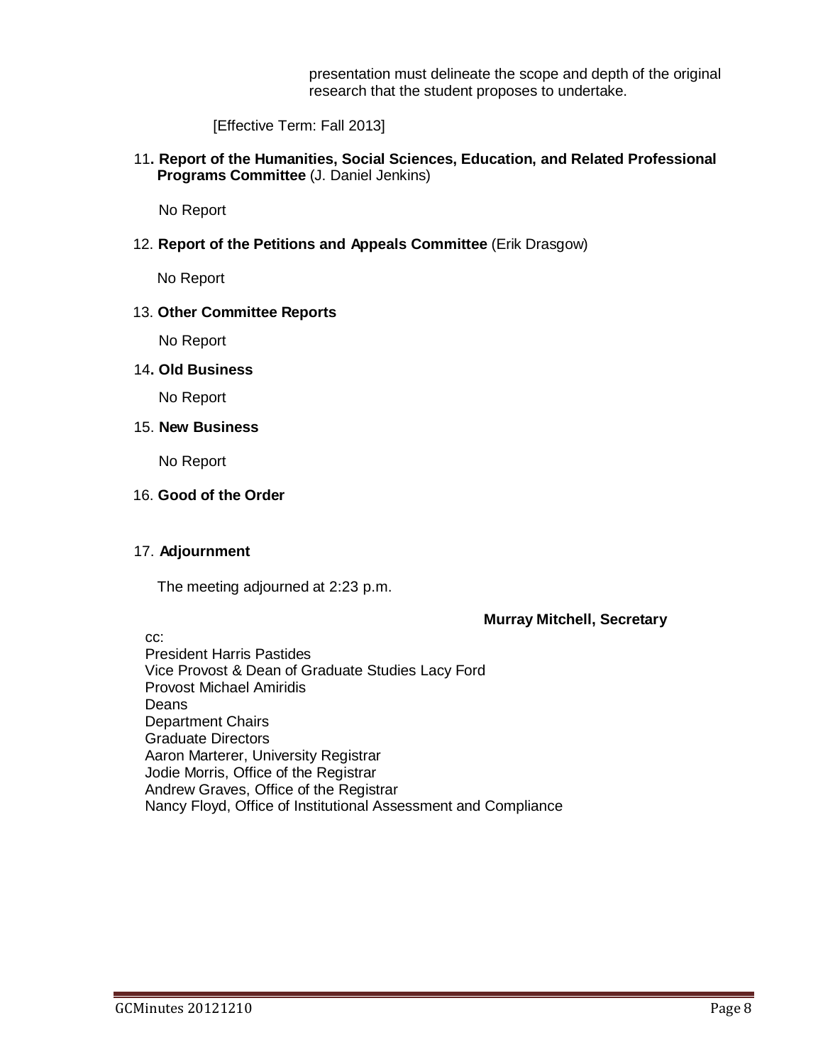presentation must delineate the scope and depth of the original research that the student proposes to undertake.

[Effective Term: Fall 2013]

11**. Report of the Humanities, Social Sciences, Education, and Related Professional Programs Committee** (J. Daniel Jenkins)

No Report

12. **Report of the Petitions and Appeals Committee** (Erik Drasgow)

No Report

13. **Other Committee Reports**

No Report

14**. Old Business**

No Report

15. **New Business**

No Report

16. **Good of the Order**

17. **Adjournment**

The meeting adjourned at 2:23 p.m.

**Murray Mitchell, Secretary**

cc:
President Harris Pastides
Vice Provost & Dean of Graduate Studies Lacy Ford
Provost Michael Amiridis
Deans
Department Chairs
Graduate Directors
Aaron Marterer, University Registrar
Jodie Morris, Office of the Registrar
Andrew Graves, Office of the Registrar
Nancy Floyd, Office of Institutional Assessment and Compliance